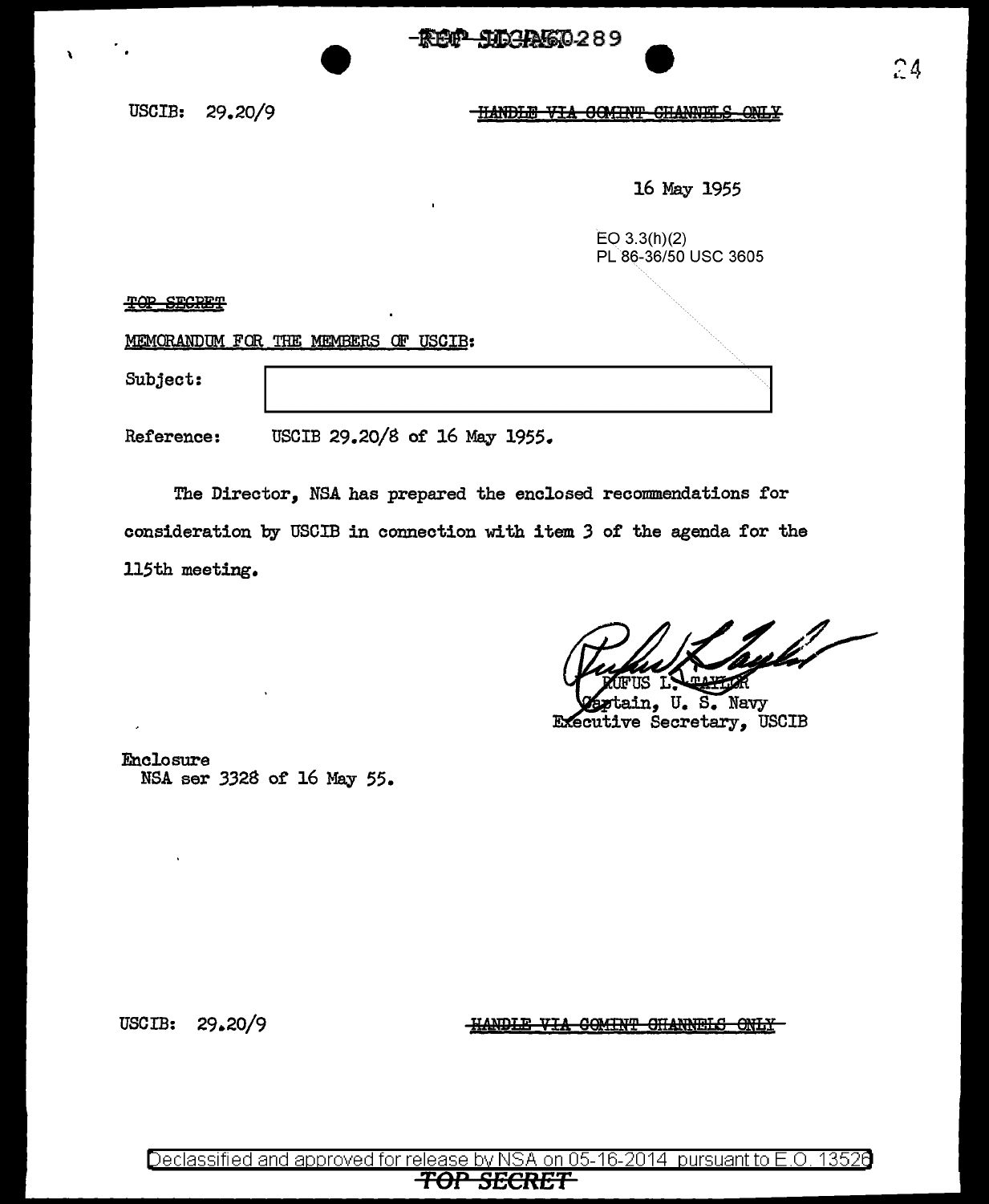USCIB: 29.20/9

~~HANDLE VIA COMINT CHANNELS ONLY~~

16 May 1955

EO 3.3(h)(2)
PL 86-36/50 USC 3605

~~TOP SECRET~~

MEMORANDUM FOR THE MEMBERS OF USCIB:

Subject: [redacted]

Reference: USCIB 29.20/8 of 16 May 1955.

The Director, NSA has prepared the enclosed recommendations for consideration by USCIB in connection with item 3 of the agenda for the 115th meeting.

RUFUS L. TAYLOR
Captain, U. S. Navy
Executive Secretary, USCIB

Enclosure
NSA ser 3328 of 16 May 55.

USCIB: 29.20/9

~~HANDLE VIA COMINT CHANNELS ONLY~~

Declassified and approved for release by NSA on 05-16-2014 pursuant to E.O. 13526

~~TOP SECRET~~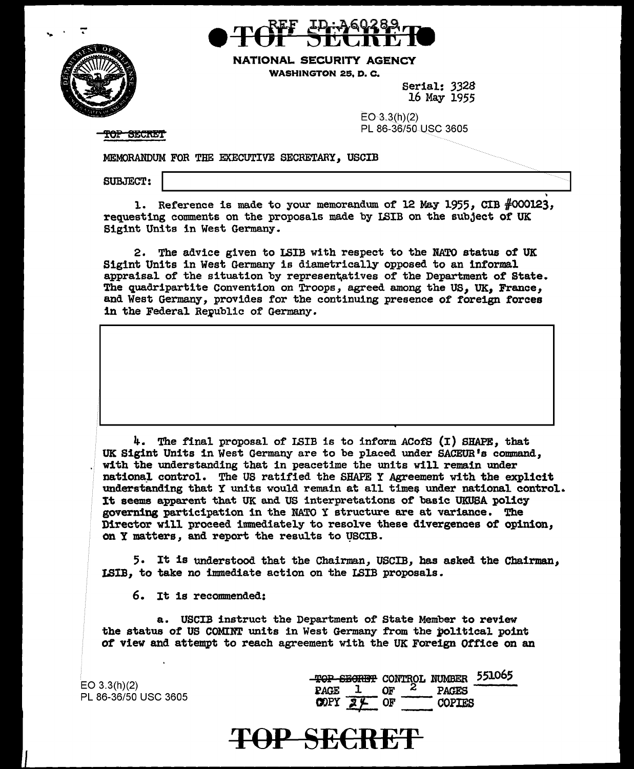REF ID:A60289

**TOP SECRET**

NATIONAL SECURITY AGENCY
WASHINGTON 25, D. C.

Serial: 3328
16 May 1955

EO 3.3(h)(2)
PL 86-36/50 USC 3605

~~TOP SECRET~~

MEMORANDUM FOR THE EXECUTIVE SECRETARY, USCIB

SUBJECT: [redacted]

1. Reference is made to your memorandum of 12 May 1955, CIB #000123, requesting comments on the proposals made by LSIB on the subject of UK Sigint Units in West Germany.

2. The advice given to LSIB with respect to the NATO status of UK Sigint Units in West Germany is diametrically opposed to an informal appraisal of the situation by representatives of the Department of State. The quadripartite Convention on Troops, agreed among the US, UK, France, and West Germany, provides for the continuing presence of foreign forces in the Federal Republic of Germany.

[redacted]

4. The final proposal of LSIB is to inform ACofS (I) SHAPE, that UK Sigint Units in West Germany are to be placed under SACEUR's command, with the understanding that in peacetime the units will remain under national control. The US ratified the SHAPE Y Agreement with the explicit understanding that Y units would remain at all times under national control. It seems apparent that UK and US interpretations of basic UKUSA policy governing participation in the NATO Y structure are at variance. The Director will proceed immediately to resolve these divergences of opinion, on Y matters, and report the results to USCIB.

5. It is understood that the Chairman, USCIB, has asked the Chairman, LSIB, to take no immediate action on the LSIB proposals.

6. It is recommended:

a. USCIB instruct the Department of State Member to review the status of US COMINT units in West Germany from the political point of view and attempt to reach agreement with the UK Foreign Office on an

EO 3.3(h)(2)
PL 86-36/50 USC 3605

~~TOP SECRET~~ CONTROL NUMBER 551065
PAGE 1 OF 2 PAGES
COPY 24 OF ____ COPIES

**TOP SECRET**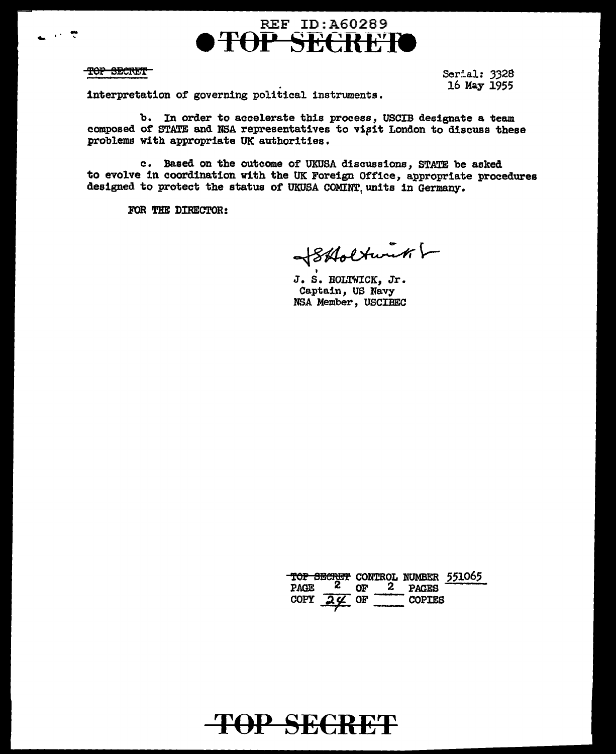TOP SECRET

Serial: 3328
16 May 1955

interpretation of governing political instruments.

b. In order to accelerate this process, USCIB designate a team composed of STATE and NSA representatives to visit London to discuss these problems with appropriate UK authorities.

c. Based on the outcome of UKUSA discussions, STATE be asked to evolve in coordination with the UK Foreign Office, appropriate procedures designed to protect the status of UKUSA COMINT units in Germany.

FOR THE DIRECTOR:

J. S. HOLTWICK, Jr.
Captain, US Navy
NSA Member, USCIBEC

~~TOP SECRET~~ CONTROL NUMBER 551065
PAGE 2 OF 2 PAGES
COPY 24 OF ____ COPIES